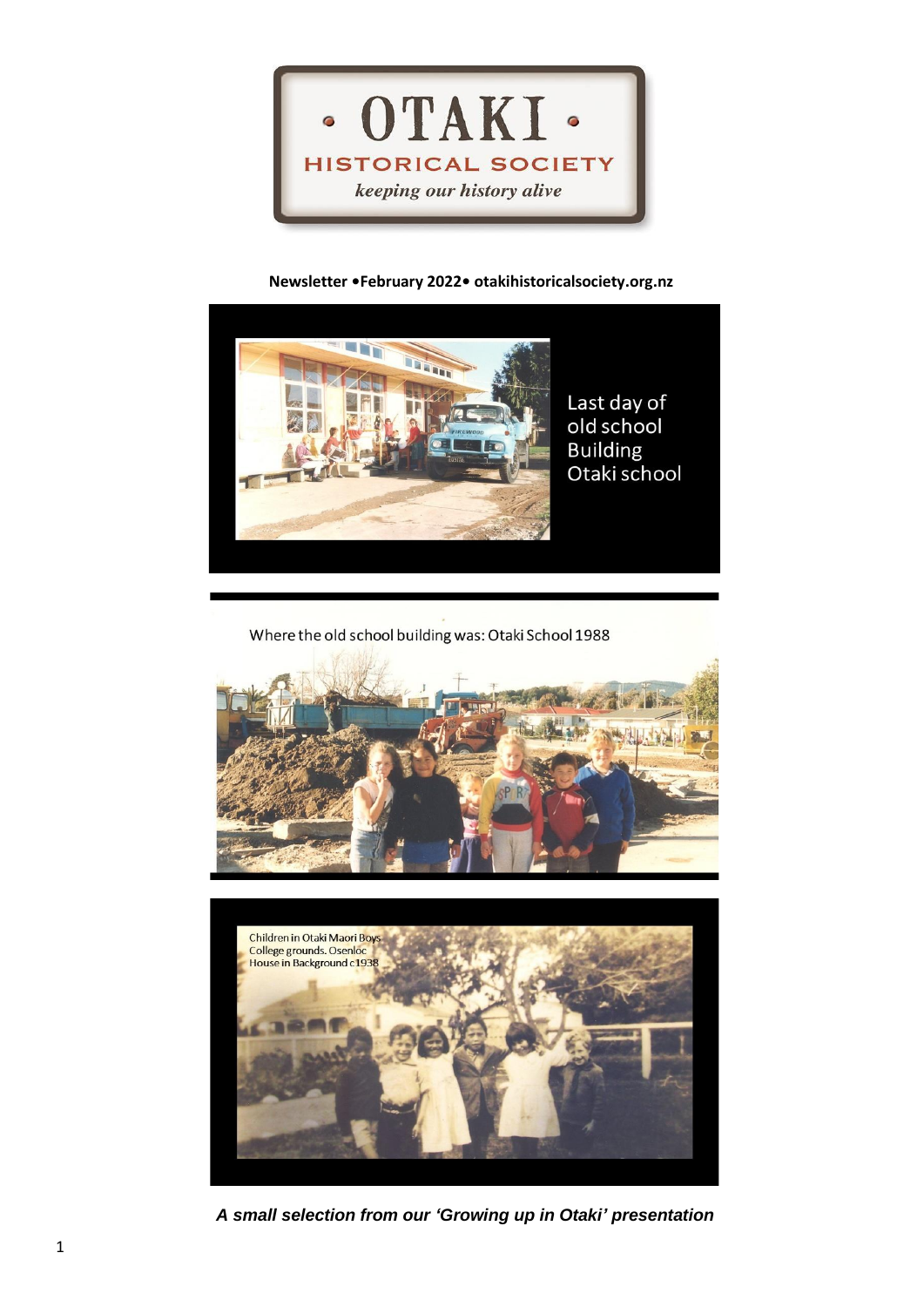# OTAKI HISTORICAL SOCIETY

*keeping our history alive*

**Newsletter •February 2022• otakihistoricalsociety.org.nz**

Last day of old school Building Otaki school

Where the old school building was: Otaki School 1988

Children in Otaki Maori Boys College grounds. Osenloc House in Background c1938

***A small selection from our 'Growing up in Otaki' presentation***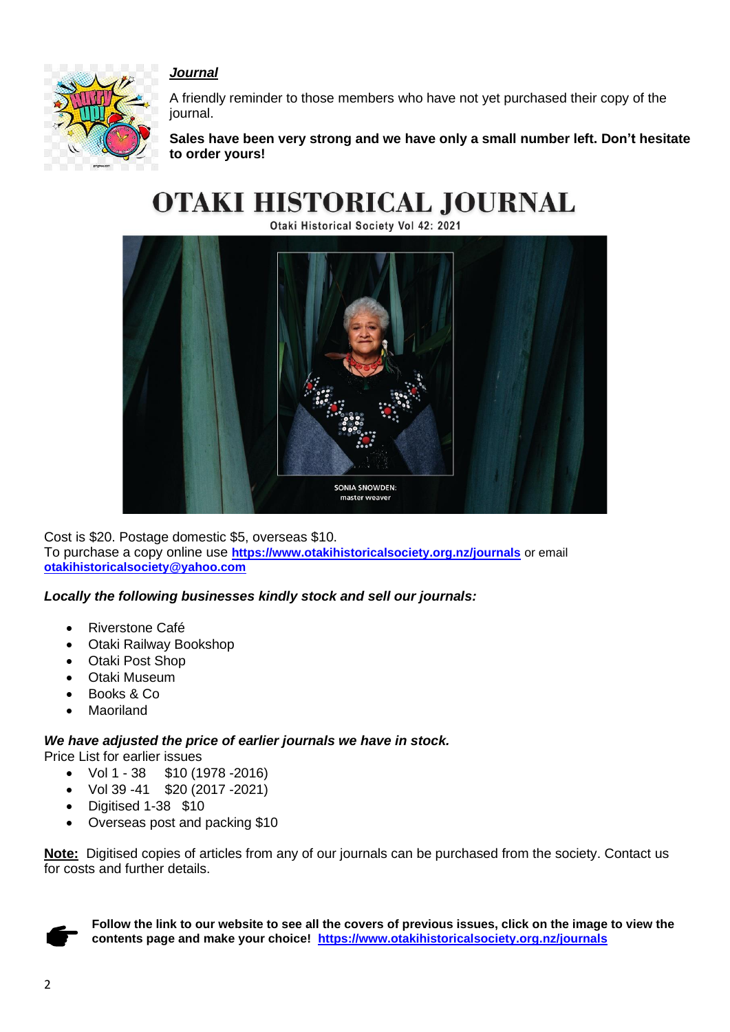***Journal***

A friendly reminder to those members who have not yet purchased their copy of the journal.

**Sales have been very strong and we have only a small number left. Don't hesitate to order yours!**

# OTAKI HISTORICAL JOURNAL

Otaki Historical Society Vol 42: 2021

SONIA SNOWDEN: master weaver

Cost is $20. Postage domestic $5, overseas $10.
To purchase a copy online use **https://www.otakihistoricalsociety.org.nz/journals** or email **otakihistoricalsociety@yahoo.com**

***Locally the following businesses kindly stock and sell our journals:***

- Riverstone Café
- Otaki Railway Bookshop
- Otaki Post Shop
- Otaki Museum
- Books & Co
- Maoriland

***We have adjusted the price of earlier journals we have in stock.***

Price List for earlier issues

- Vol 1 - 38 $10 (1978 -2016)
- Vol 39 -41 $20 (2017 -2021)
- Digitised 1-38 $10
- Overseas post and packing $10

**Note:** Digitised copies of articles from any of our journals can be purchased from the society. Contact us for costs and further details.

**Follow the link to our website to see all the covers of previous issues, click on the image to view the contents page and make your choice! https://www.otakihistoricalsociety.org.nz/journals**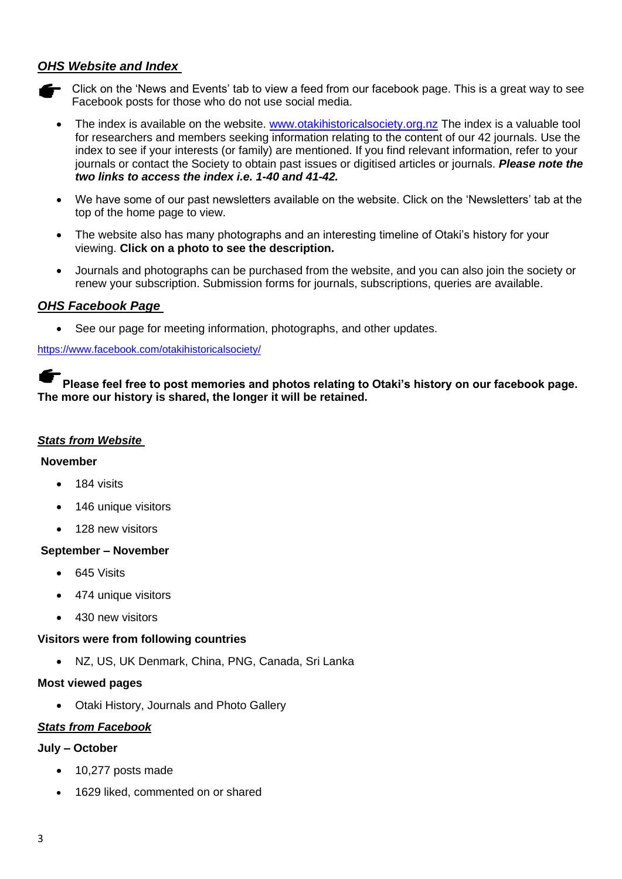## ***OHS Website and Index***

☛ Click on the 'News and Events' tab to view a feed from our facebook page. This is a great way to see Facebook posts for those who do not use social media.

- The index is available on the website. www.otakihistoricalsociety.org.nz The index is a valuable tool for researchers and members seeking information relating to the content of our 42 journals. Use the index to see if your interests (or family) are mentioned. If you find relevant information, refer to your journals or contact the Society to obtain past issues or digitised articles or journals. ***Please note the two links to access the index i.e. 1-40 and 41-42.***

- We have some of our past newsletters available on the website. Click on the 'Newsletters' tab at the top of the home page to view.

- The website also has many photographs and an interesting timeline of Otaki's history for your viewing. **Click on a photo to see the description.**

- Journals and photographs can be purchased from the website, and you can also join the society or renew your subscription. Submission forms for journals, subscriptions, queries are available.

## ***OHS Facebook Page***

- See our page for meeting information, photographs, and other updates.

https://www.facebook.com/otakihistoricalsociety/

☛ **Please feel free to post memories and photos relating to Otaki's history on our facebook page. The more our history is shared, the longer it will be retained.**

## ***Stats from Website***

**November**

- 184 visits
- 146 unique visitors
- 128 new visitors

**September – November**

- 645 Visits
- 474 unique visitors
- 430 new visitors

**Visitors were from following countries**

- NZ, US, UK Denmark, China, PNG, Canada, Sri Lanka

**Most viewed pages**

- Otaki History, Journals and Photo Gallery

## ***Stats from Facebook***

**July – October**

- 10,277 posts made
- 1629 liked, commented on or shared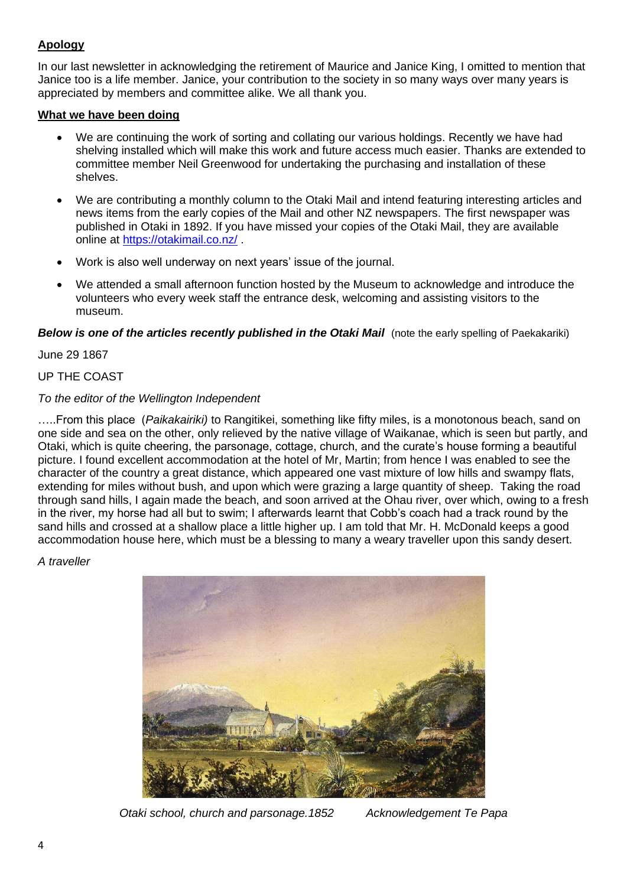**Apology**

In our last newsletter in acknowledging the retirement of Maurice and Janice King, I omitted to mention that Janice too is a life member. Janice, your contribution to the society in so many ways over many years is appreciated by members and committee alike. We all thank you.

**What we have been doing**

- We are continuing the work of sorting and collating our various holdings. Recently we have had shelving installed which will make this work and future access much easier. Thanks are extended to committee member Neil Greenwood for undertaking the purchasing and installation of these shelves.
- We are contributing a monthly column to the Otaki Mail and intend featuring interesting articles and news items from the early copies of the Mail and other NZ newspapers. The first newspaper was published in Otaki in 1892. If you have missed your copies of the Otaki Mail, they are available online at [https://otakimail.co.nz/](https://otakimail.co.nz/) .
- Work is also well underway on next years' issue of the journal.
- We attended a small afternoon function hosted by the Museum to acknowledge and introduce the volunteers who every week staff the entrance desk, welcoming and assisting visitors to the museum.

***Below is one of the articles recently published in the Otaki Mail*** (note the early spelling of Paekakariki)

June 29 1867

UP THE COAST

*To the editor of the Wellington Independent*

…..From this place (*Paikakairiki)* to Rangitikei, something like fifty miles, is a monotonous beach, sand on one side and sea on the other, only relieved by the native village of Waikanae, which is seen but partly, and Otaki, which is quite cheering, the parsonage, cottage, church, and the curate's house forming a beautiful picture. I found excellent accommodation at the hotel of Mr, Martin; from hence I was enabled to see the character of the country a great distance, which appeared one vast mixture of low hills and swampy flats, extending for miles without bush, and upon which were grazing a large quantity of sheep. Taking the road through sand hills, I again made the beach, and soon arrived at the Ohau river, over which, owing to a fresh in the river, my horse had all but to swim; I afterwards learnt that Cobb's coach had a track round by the sand hills and crossed at a shallow place a little higher up. I am told that Mr. H. McDonald keeps a good accommodation house here, which must be a blessing to many a weary traveller upon this sandy desert.

*A traveller*

*Otaki school, church and parsonage.1852* *Acknowledgement Te Papa*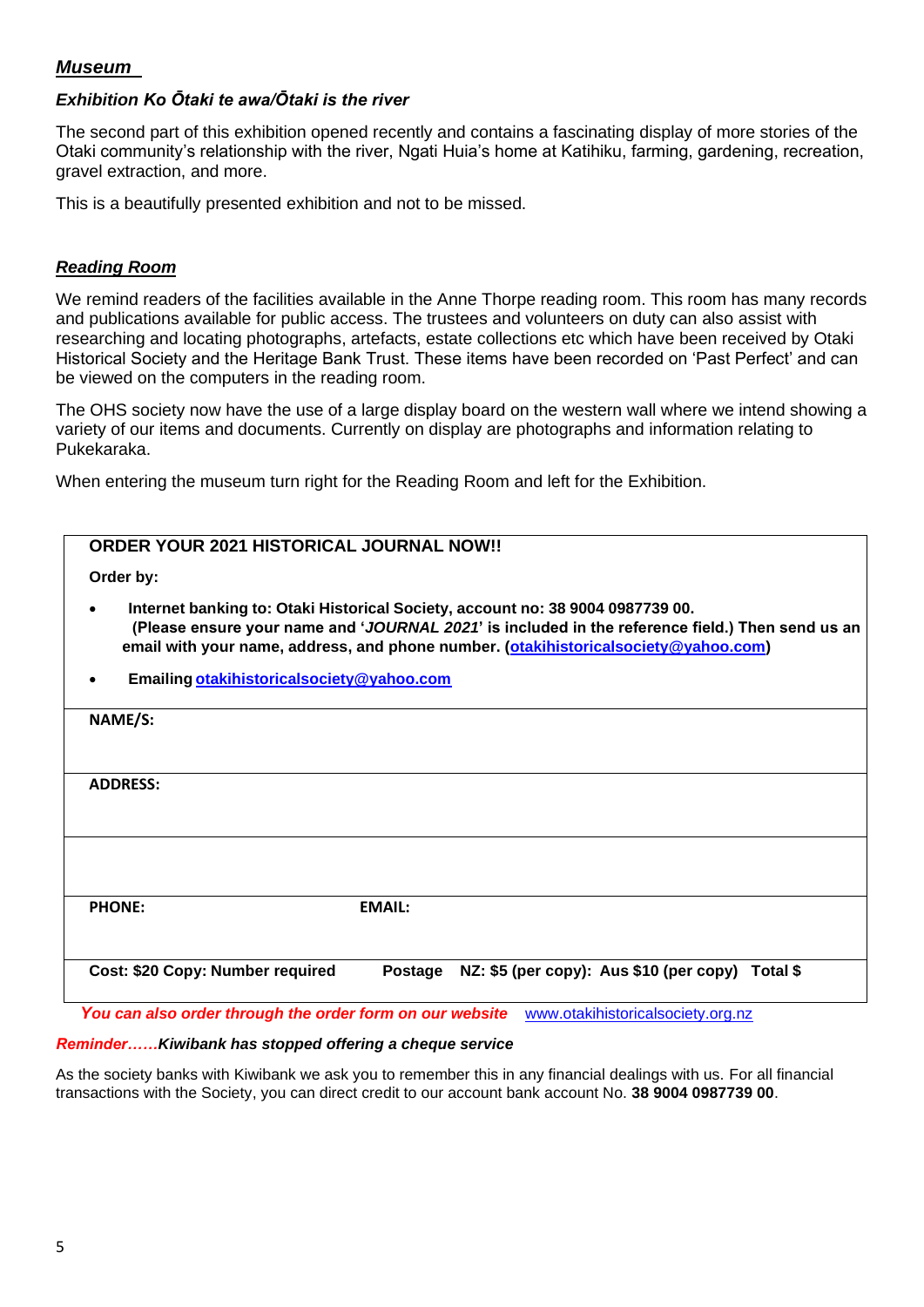## ***Museum***

### ***Exhibition Ko Ōtaki te awa/Ōtaki is the river***

The second part of this exhibition opened recently and contains a fascinating display of more stories of the Otaki community's relationship with the river, Ngati Huia's home at Katihiku, farming, gardening, recreation, gravel extraction, and more.

This is a beautifully presented exhibition and not to be missed.

## ***Reading Room***

We remind readers of the facilities available in the Anne Thorpe reading room. This room has many records and publications available for public access. The trustees and volunteers on duty can also assist with researching and locating photographs, artefacts, estate collections etc which have been received by Otaki Historical Society and the Heritage Bank Trust. These items have been recorded on 'Past Perfect' and can be viewed on the computers in the reading room.

The OHS society now have the use of a large display board on the western wall where we intend showing a variety of our items and documents. Currently on display are photographs and information relating to Pukekaraka.

When entering the museum turn right for the Reading Room and left for the Exhibition.

**ORDER YOUR 2021 HISTORICAL JOURNAL NOW!!**

**Order by:**

- **Internet banking to: Otaki Historical Society, account no: 38 9004 0987739 00. (Please ensure your name and '*JOURNAL 2021*' is included in the reference field.) Then send us an email with your name, address, and phone number. (otakihistoricalsociety@yahoo.com)**
- **Emailing otakihistoricalsociety@yahoo.com**

| | |
|---|---|
| **NAME/S:** | |
| **ADDRESS:** | |
| | |
| **PHONE:** | **EMAIL:** |
| **Cost: $20 Copy: Number required** | **Postage NZ: $5 (per copy): Aus $10 (per copy) Total $** |

***You can also order through the order form on our website*** www.otakihistoricalsociety.org.nz

***Reminder……Kiwibank has stopped offering a cheque service***

As the society banks with Kiwibank we ask you to remember this in any financial dealings with us. For all financial transactions with the Society, you can direct credit to our account bank account No. **38 9004 0987739 00**.